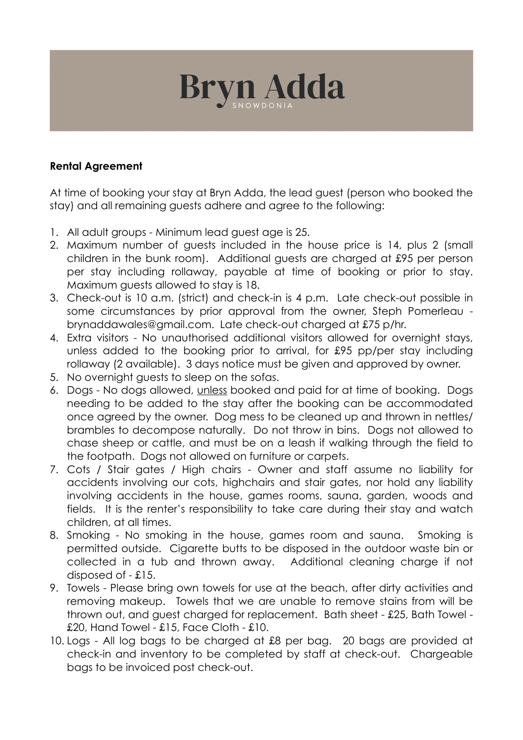# Bryn Adda

SNOWDONIA

**Rental Agreement**

At time of booking your stay at Bryn Adda, the lead guest (person who booked the stay) and all remaining guests adhere and agree to the following:

1. All adult groups - Minimum lead guest age is 25.
2. Maximum number of guests included in the house price is 14, plus 2 (small children in the bunk room). Additional guests are charged at £95 per person per stay including rollaway, payable at time of booking or prior to stay. Maximum guests allowed to stay is 18.
3. Check-out is 10 a.m. (strict) and check-in is 4 p.m. Late check-out possible in some circumstances by prior approval from the owner, Steph Pomerleau - brynaddawales@gmail.com. Late check-out charged at £75 p/hr.
4. Extra visitors - No unauthorised additional visitors allowed for overnight stays, unless added to the booking prior to arrival, for £95 pp/per stay including rollaway (2 available). 3 days notice must be given and approved by owner.
5. No overnight guests to sleep on the sofas.
6. Dogs - No dogs allowed, <u>unless</u> booked and paid for at time of booking. Dogs needing to be added to the stay after the booking can be accommodated once agreed by the owner. Dog mess to be cleaned up and thrown in nettles/ brambles to decompose naturally. Do not throw in bins. Dogs not allowed to chase sheep or cattle, and must be on a leash if walking through the field to the footpath. Dogs not allowed on furniture or carpets.
7. Cots / Stair gates / High chairs - Owner and staff assume no liability for accidents involving our cots, highchairs and stair gates, nor hold any liability involving accidents in the house, games rooms, sauna, garden, woods and fields. It is the renter's responsibility to take care during their stay and watch children, at all times.
8. Smoking - No smoking in the house, games room and sauna. Smoking is permitted outside. Cigarette butts to be disposed in the outdoor waste bin or collected in a tub and thrown away. Additional cleaning charge if not disposed of - £15.
9. Towels - Please bring own towels for use at the beach, after dirty activities and removing makeup. Towels that we are unable to remove stains from will be thrown out, and guest charged for replacement. Bath sheet - £25, Bath Towel - £20, Hand Towel - £15, Face Cloth - £10.
10. Logs - All log bags to be charged at £8 per bag. 20 bags are provided at check-in and inventory to be completed by staff at check-out. Chargeable bags to be invoiced post check-out.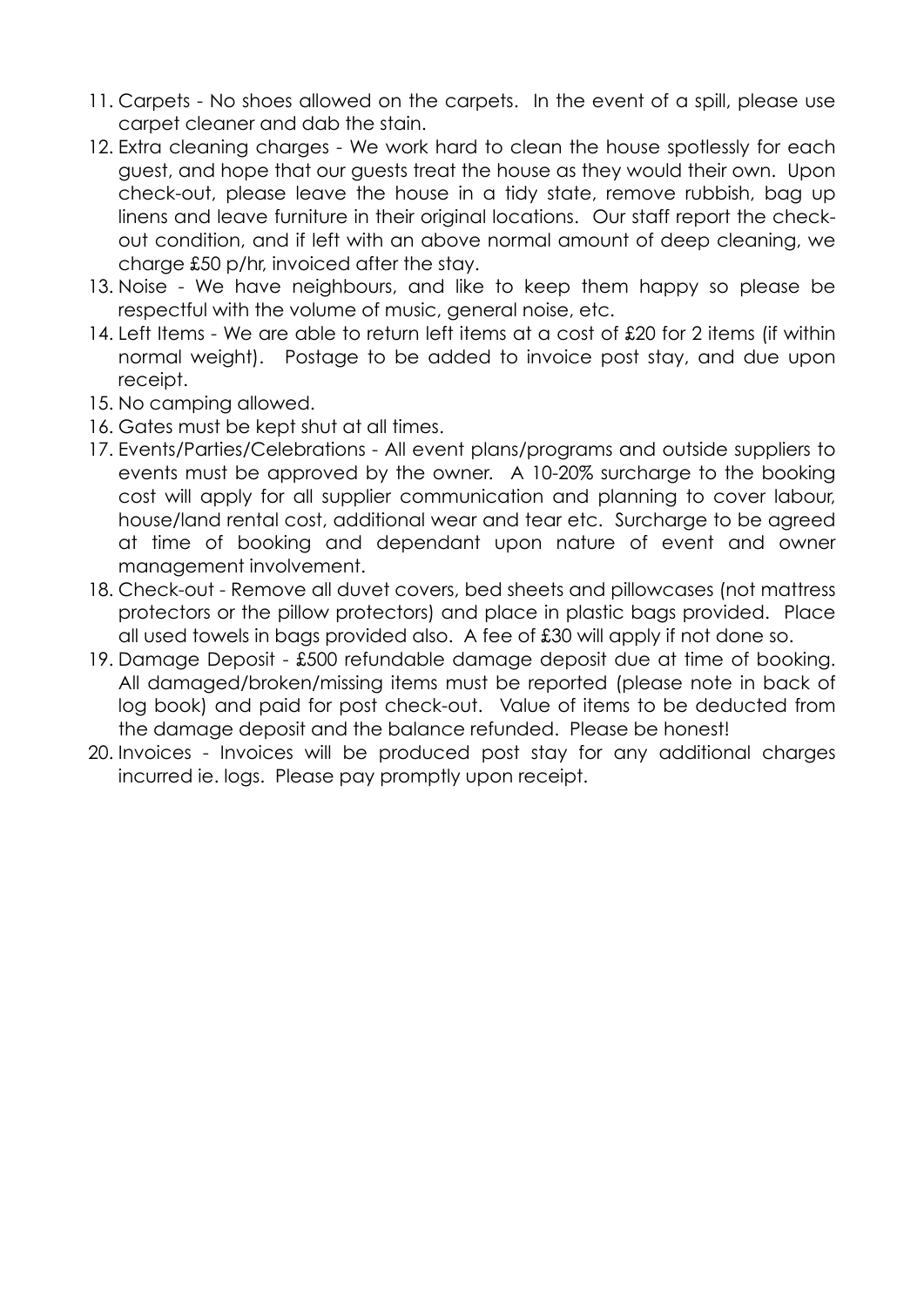11. Carpets - No shoes allowed on the carpets. In the event of a spill, please use carpet cleaner and dab the stain.
12. Extra cleaning charges - We work hard to clean the house spotlessly for each guest, and hope that our guests treat the house as they would their own. Upon check-out, please leave the house in a tidy state, remove rubbish, bag up linens and leave furniture in their original locations. Our staff report the check-out condition, and if left with an above normal amount of deep cleaning, we charge £50 p/hr, invoiced after the stay.
13. Noise - We have neighbours, and like to keep them happy so please be respectful with the volume of music, general noise, etc.
14. Left Items - We are able to return left items at a cost of £20 for 2 items (if within normal weight). Postage to be added to invoice post stay, and due upon receipt.
15. No camping allowed.
16. Gates must be kept shut at all times.
17. Events/Parties/Celebrations - All event plans/programs and outside suppliers to events must be approved by the owner. A 10-20% surcharge to the booking cost will apply for all supplier communication and planning to cover labour, house/land rental cost, additional wear and tear etc. Surcharge to be agreed at time of booking and dependant upon nature of event and owner management involvement.
18. Check-out - Remove all duvet covers, bed sheets and pillowcases (not mattress protectors or the pillow protectors) and place in plastic bags provided. Place all used towels in bags provided also. A fee of £30 will apply if not done so.
19. Damage Deposit - £500 refundable damage deposit due at time of booking. All damaged/broken/missing items must be reported (please note in back of log book) and paid for post check-out. Value of items to be deducted from the damage deposit and the balance refunded. Please be honest!
20. Invoices - Invoices will be produced post stay for any additional charges incurred ie. logs. Please pay promptly upon receipt.